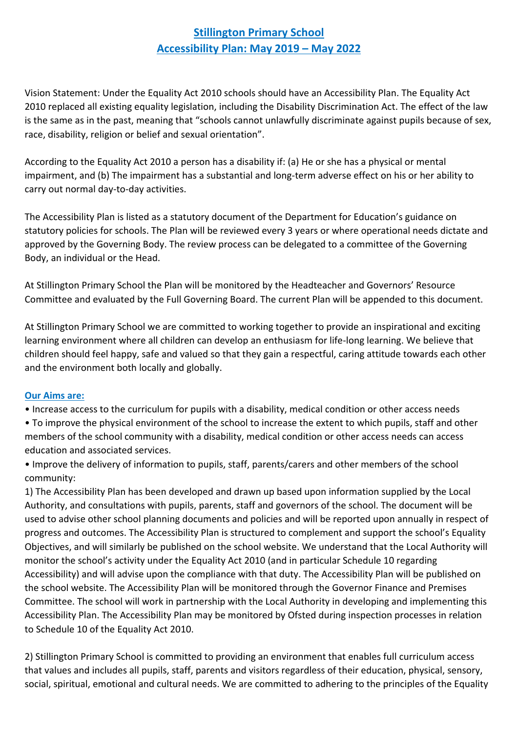# Stillington Primary School
## Accessibility Plan: May 2019 – May 2022

Vision Statement: Under the Equality Act 2010 schools should have an Accessibility Plan. The Equality Act 2010 replaced all existing equality legislation, including the Disability Discrimination Act. The effect of the law is the same as in the past, meaning that "schools cannot unlawfully discriminate against pupils because of sex, race, disability, religion or belief and sexual orientation".

According to the Equality Act 2010 a person has a disability if: (a) He or she has a physical or mental impairment, and (b) The impairment has a substantial and long-term adverse effect on his or her ability to carry out normal day-to-day activities.

The Accessibility Plan is listed as a statutory document of the Department for Education's guidance on statutory policies for schools. The Plan will be reviewed every 3 years or where operational needs dictate and approved by the Governing Body. The review process can be delegated to a committee of the Governing Body, an individual or the Head.

At Stillington Primary School the Plan will be monitored by the Headteacher and Governors' Resource Committee and evaluated by the Full Governing Board. The current Plan will be appended to this document.

At Stillington Primary School we are committed to working together to provide an inspirational and exciting learning environment where all children can develop an enthusiasm for life-long learning. We believe that children should feel happy, safe and valued so that they gain a respectful, caring attitude towards each other and the environment both locally and globally.

### Our Aims are:

- Increase access to the curriculum for pupils with a disability, medical condition or other access needs
- To improve the physical environment of the school to increase the extent to which pupils, staff and other members of the school community with a disability, medical condition or other access needs can access education and associated services.
- Improve the delivery of information to pupils, staff, parents/carers and other members of the school community:

1) The Accessibility Plan has been developed and drawn up based upon information supplied by the Local Authority, and consultations with pupils, parents, staff and governors of the school. The document will be used to advise other school planning documents and policies and will be reported upon annually in respect of progress and outcomes. The Accessibility Plan is structured to complement and support the school's Equality Objectives, and will similarly be published on the school website. We understand that the Local Authority will monitor the school's activity under the Equality Act 2010 (and in particular Schedule 10 regarding Accessibility) and will advise upon the compliance with that duty. The Accessibility Plan will be published on the school website. The Accessibility Plan will be monitored through the Governor Finance and Premises Committee. The school will work in partnership with the Local Authority in developing and implementing this Accessibility Plan. The Accessibility Plan may be monitored by Ofsted during inspection processes in relation to Schedule 10 of the Equality Act 2010.

2) Stillington Primary School is committed to providing an environment that enables full curriculum access that values and includes all pupils, staff, parents and visitors regardless of their education, physical, sensory, social, spiritual, emotional and cultural needs. We are committed to adhering to the principles of the Equality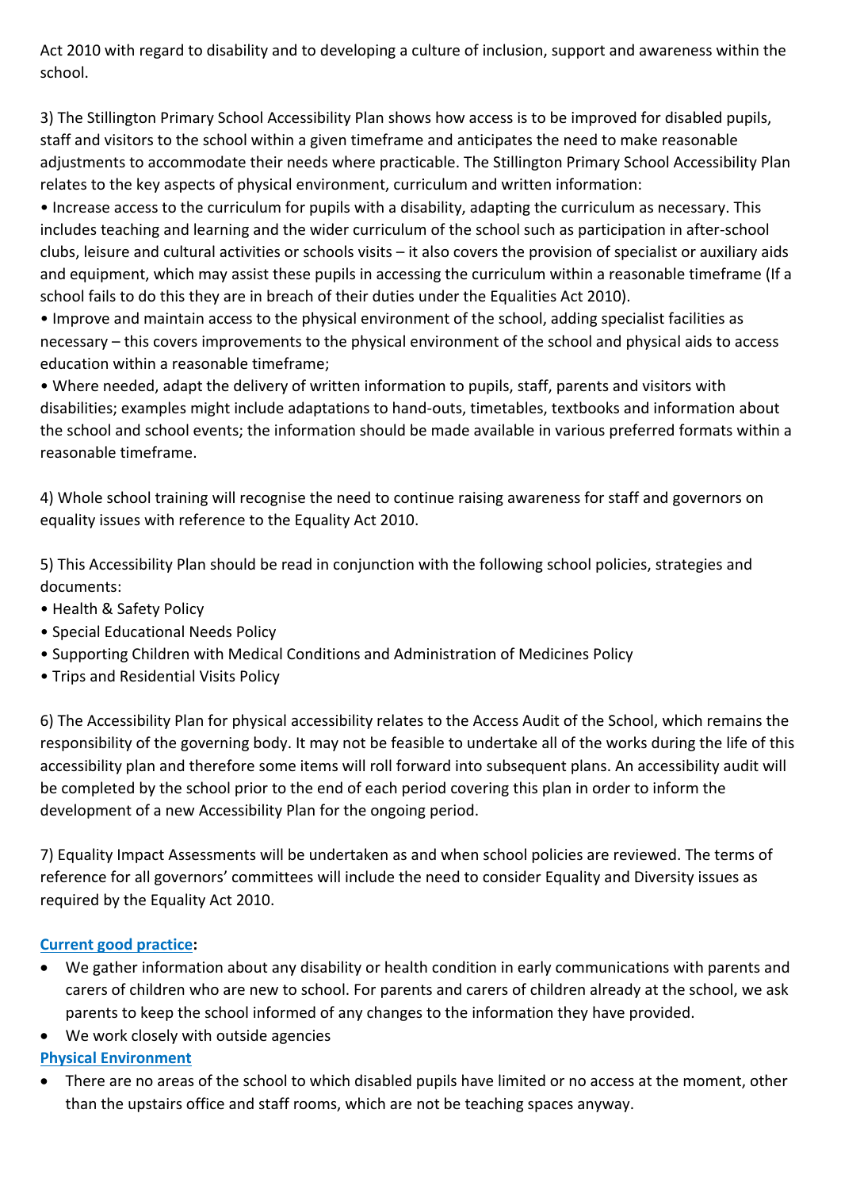Act 2010 with regard to disability and to developing a culture of inclusion, support and awareness within the school.

3) The Stillington Primary School Accessibility Plan shows how access is to be improved for disabled pupils, staff and visitors to the school within a given timeframe and anticipates the need to make reasonable adjustments to accommodate their needs where practicable. The Stillington Primary School Accessibility Plan relates to the key aspects of physical environment, curriculum and written information:

• Increase access to the curriculum for pupils with a disability, adapting the curriculum as necessary. This includes teaching and learning and the wider curriculum of the school such as participation in after-school clubs, leisure and cultural activities or schools visits – it also covers the provision of specialist or auxiliary aids and equipment, which may assist these pupils in accessing the curriculum within a reasonable timeframe (If a school fails to do this they are in breach of their duties under the Equalities Act 2010).

• Improve and maintain access to the physical environment of the school, adding specialist facilities as necessary – this covers improvements to the physical environment of the school and physical aids to access education within a reasonable timeframe;

• Where needed, adapt the delivery of written information to pupils, staff, parents and visitors with disabilities; examples might include adaptations to hand-outs, timetables, textbooks and information about the school and school events; the information should be made available in various preferred formats within a reasonable timeframe.

4) Whole school training will recognise the need to continue raising awareness for staff and governors on equality issues with reference to the Equality Act 2010.

5) This Accessibility Plan should be read in conjunction with the following school policies, strategies and documents:

• Health & Safety Policy
• Special Educational Needs Policy
• Supporting Children with Medical Conditions and Administration of Medicines Policy
• Trips and Residential Visits Policy

6) The Accessibility Plan for physical accessibility relates to the Access Audit of the School, which remains the responsibility of the governing body. It may not be feasible to undertake all of the works during the life of this accessibility plan and therefore some items will roll forward into subsequent plans. An accessibility audit will be completed by the school prior to the end of each period covering this plan in order to inform the development of a new Accessibility Plan for the ongoing period.

7) Equality Impact Assessments will be undertaken as and when school policies are reviewed. The terms of reference for all governors' committees will include the need to consider Equality and Diversity issues as required by the Equality Act 2010.

**Current good practice:**

- We gather information about any disability or health condition in early communications with parents and carers of children who are new to school. For parents and carers of children already at the school, we ask parents to keep the school informed of any changes to the information they have provided.
- We work closely with outside agencies

**Physical Environment**

- There are no areas of the school to which disabled pupils have limited or no access at the moment, other than the upstairs office and staff rooms, which are not be teaching spaces anyway.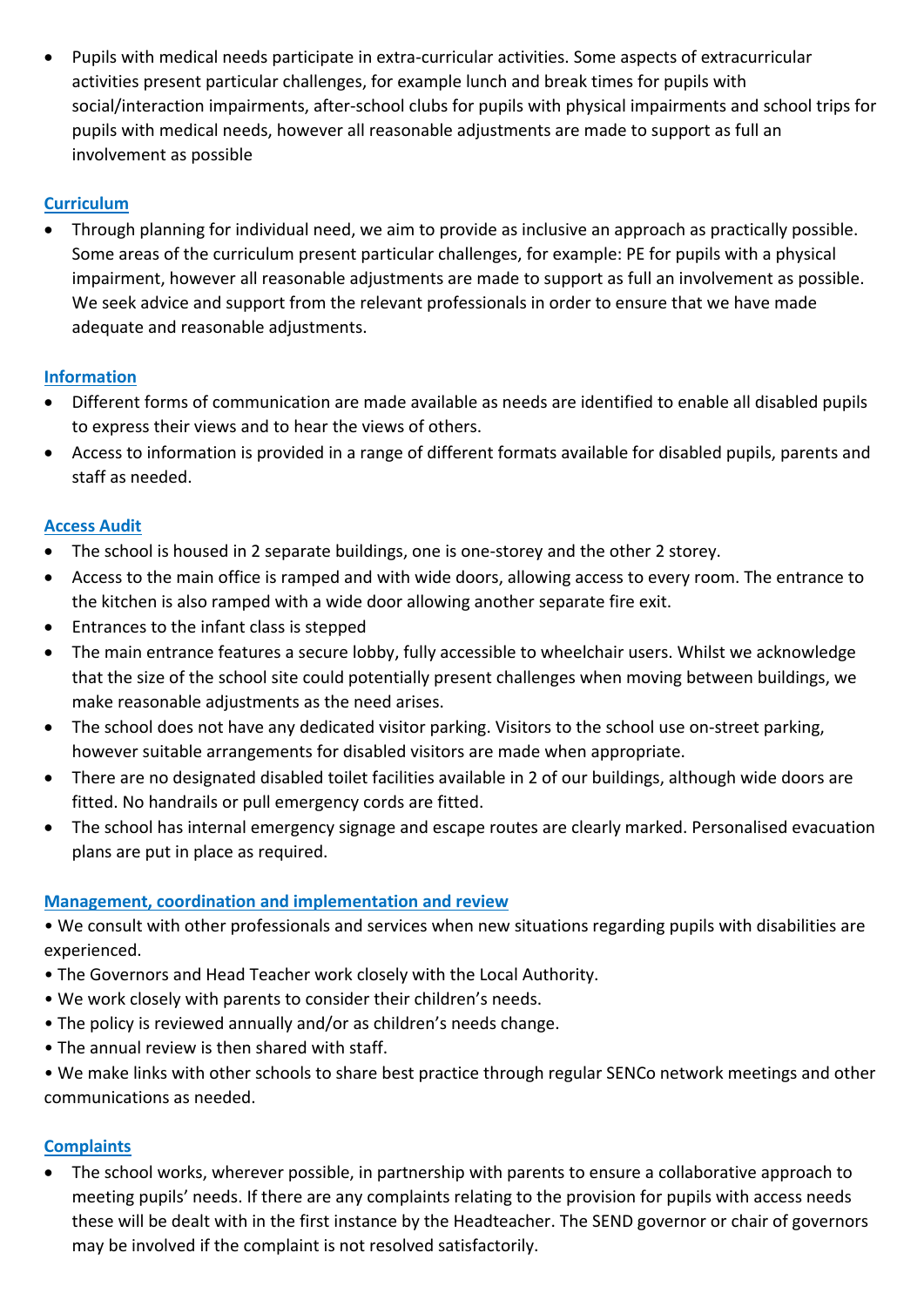- Pupils with medical needs participate in extra-curricular activities. Some aspects of extracurricular activities present particular challenges, for example lunch and break times for pupils with social/interaction impairments, after-school clubs for pupils with physical impairments and school trips for pupils with medical needs, however all reasonable adjustments are made to support as full an involvement as possible

## Curriculum

- Through planning for individual need, we aim to provide as inclusive an approach as practically possible. Some areas of the curriculum present particular challenges, for example: PE for pupils with a physical impairment, however all reasonable adjustments are made to support as full an involvement as possible. We seek advice and support from the relevant professionals in order to ensure that we have made adequate and reasonable adjustments.

## Information

- Different forms of communication are made available as needs are identified to enable all disabled pupils to express their views and to hear the views of others.
- Access to information is provided in a range of different formats available for disabled pupils, parents and staff as needed.

## Access Audit

- The school is housed in 2 separate buildings, one is one-storey and the other 2 storey.
- Access to the main office is ramped and with wide doors, allowing access to every room. The entrance to the kitchen is also ramped with a wide door allowing another separate fire exit.
- Entrances to the infant class is stepped
- The main entrance features a secure lobby, fully accessible to wheelchair users. Whilst we acknowledge that the size of the school site could potentially present challenges when moving between buildings, we make reasonable adjustments as the need arises.
- The school does not have any dedicated visitor parking. Visitors to the school use on-street parking, however suitable arrangements for disabled visitors are made when appropriate.
- There are no designated disabled toilet facilities available in 2 of our buildings, although wide doors are fitted. No handrails or pull emergency cords are fitted.
- The school has internal emergency signage and escape routes are clearly marked. Personalised evacuation plans are put in place as required.

## Management, coordination and implementation and review

- We consult with other professionals and services when new situations regarding pupils with disabilities are experienced.
- The Governors and Head Teacher work closely with the Local Authority.
- We work closely with parents to consider their children's needs.
- The policy is reviewed annually and/or as children's needs change.
- The annual review is then shared with staff.
- We make links with other schools to share best practice through regular SENCo network meetings and other communications as needed.

## Complaints

- The school works, wherever possible, in partnership with parents to ensure a collaborative approach to meeting pupils' needs. If there are any complaints relating to the provision for pupils with access needs these will be dealt with in the first instance by the Headteacher. The SEND governor or chair of governors may be involved if the complaint is not resolved satisfactorily.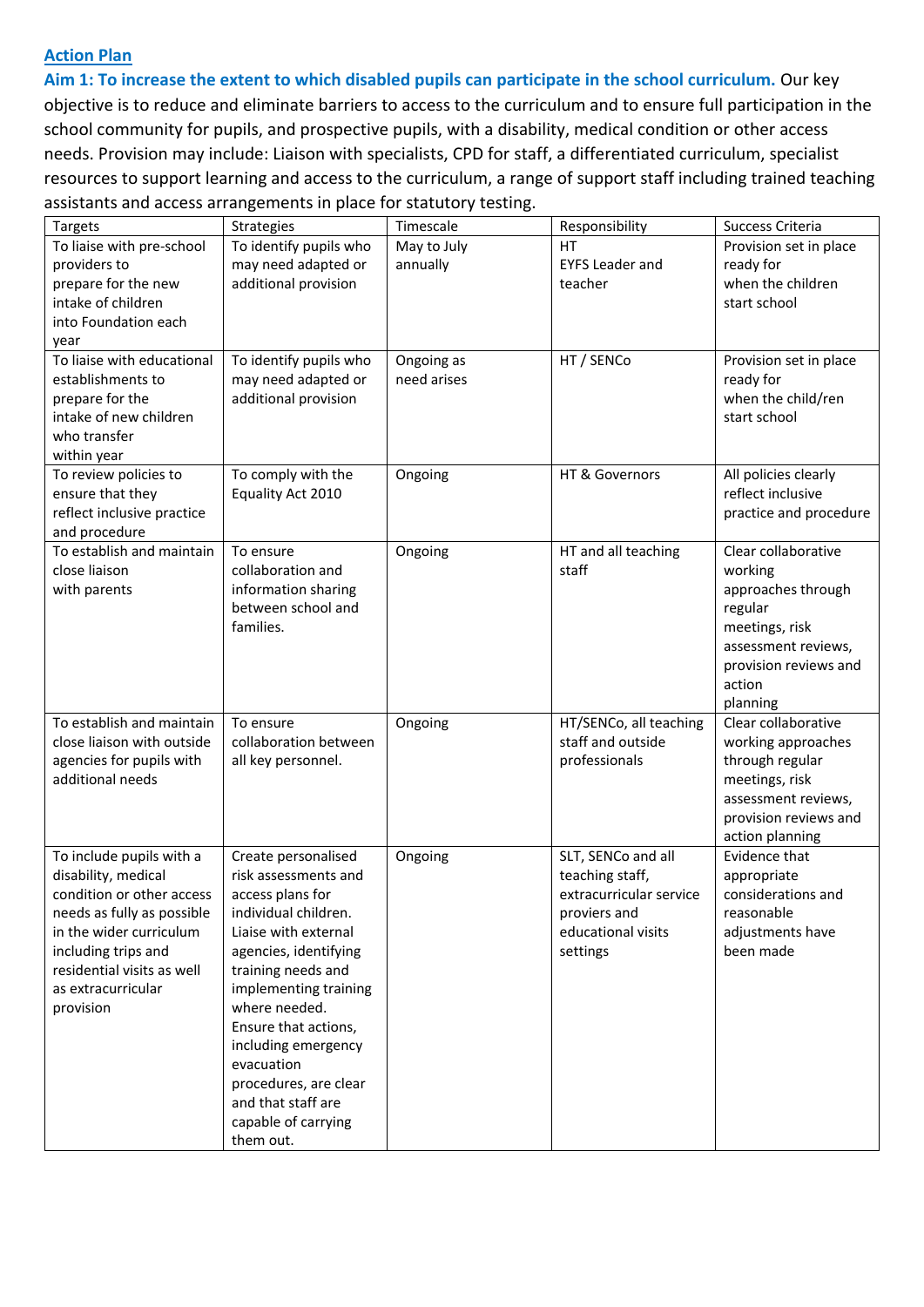## Action Plan

**Aim 1: To increase the extent to which disabled pupils can participate in the school curriculum.** Our key objective is to reduce and eliminate barriers to access to the curriculum and to ensure full participation in the school community for pupils, and prospective pupils, with a disability, medical condition or other access needs. Provision may include: Liaison with specialists, CPD for staff, a differentiated curriculum, specialist resources to support learning and access to the curriculum, a range of support staff including trained teaching assistants and access arrangements in place for statutory testing.

| Targets | Strategies | Timescale | Responsibility | Success Criteria |
|---|---|---|---|---|
| To liaise with pre-school providers to prepare for the new intake of children into Foundation each year | To identify pupils who may need adapted or additional provision | May to July annually | HT<br>EYFS Leader and teacher | Provision set in place ready for when the children start school |
| To liaise with educational establishments to prepare for the intake of new children who transfer within year | To identify pupils who may need adapted or additional provision | Ongoing as need arises | HT / SENCo | Provision set in place ready for when the child/ren start school |
| To review policies to ensure that they reflect inclusive practice and procedure | To comply with the Equality Act 2010 | Ongoing | HT & Governors | All policies clearly reflect inclusive practice and procedure |
| To establish and maintain close liaison with parents | To ensure collaboration and information sharing between school and families. | Ongoing | HT and all teaching staff | Clear collaborative working approaches through regular meetings, risk assessment reviews, provision reviews and action planning |
| To establish and maintain close liaison with outside agencies for pupils with additional needs | To ensure collaboration between all key personnel. | Ongoing | HT/SENCo, all teaching staff and outside professionals | Clear collaborative working approaches through regular meetings, risk assessment reviews, provision reviews and action planning |
| To include pupils with a disability, medical condition or other access needs as fully as possible in the wider curriculum including trips and residential visits as well as extracurricular provision | Create personalised risk assessments and access plans for individual children.<br>Liaise with external agencies, identifying training needs and implementing training where needed.<br>Ensure that actions, including emergency evacuation procedures, are clear and that staff are capable of carrying them out. | Ongoing | SLT, SENCo and all teaching staff, extracurricular service proviers and educational visits settings | Evidence that appropriate considerations and reasonable adjustments have been made |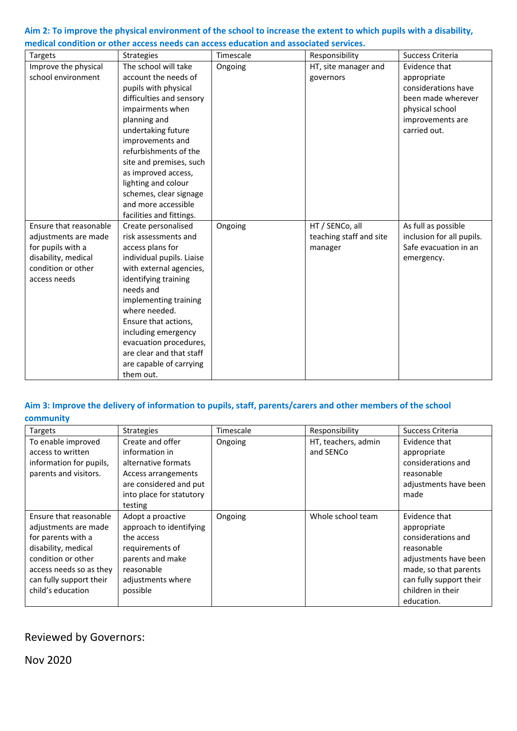**Aim 2: To improve the physical environment of the school to increase the extent to which pupils with a disability, medical condition or other access needs can access education and associated services.**

| Targets | Strategies | Timescale | Responsibility | Success Criteria |
|---|---|---|---|---|
| Improve the physical school environment | The school will take account the needs of pupils with physical difficulties and sensory impairments when planning and undertaking future improvements and refurbishments of the site and premises, such as improved access, lighting and colour schemes, clear signage and more accessible facilities and fittings. | Ongoing | HT, site manager and governors | Evidence that appropriate considerations have been made wherever physical school improvements are carried out. |
| Ensure that reasonable adjustments are made for pupils with a disability, medical condition or other access needs | Create personalised risk assessments and access plans for individual pupils. Liaise with external agencies, identifying training needs and implementing training where needed. Ensure that actions, including emergency evacuation procedures, are clear and that staff are capable of carrying them out. | Ongoing | HT / SENCo, all teaching staff and site manager | As full as possible inclusion for all pupils. Safe evacuation in an emergency. |

**Aim 3: Improve the delivery of information to pupils, staff, parents/carers and other members of the school community**

| Targets | Strategies | Timescale | Responsibility | Success Criteria |
|---|---|---|---|---|
| To enable improved access to written information for pupils, parents and visitors. | Create and offer information in alternative formats Access arrangements are considered and put into place for statutory testing | Ongoing | HT, teachers, admin and SENCo | Evidence that appropriate considerations and reasonable adjustments have been made |
| Ensure that reasonable adjustments are made for parents with a disability, medical condition or other access needs so as they can fully support their child's education | Adopt a proactive approach to identifying the access requirements of parents and make reasonable adjustments where possible | Ongoing | Whole school team | Evidence that appropriate considerations and reasonable adjustments have been made, so that parents can fully support their children in their education. |

Reviewed by Governors:

Nov 2020